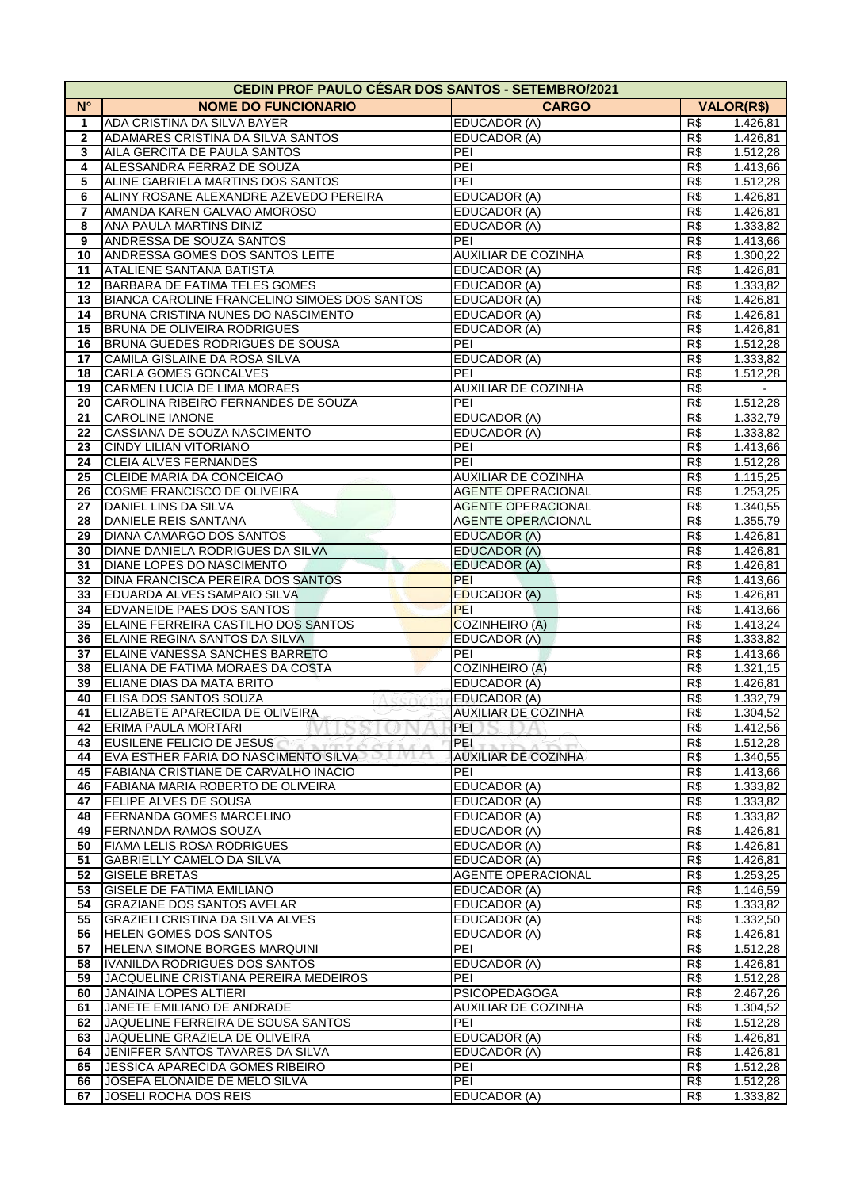| CEDIN PROF PAULO CÉSAR DOS SANTOS - SETEMBRO/2021 | | | | |
|---|---|---|---|---|
| N° | NOME DO FUNCIONARIO | CARGO | VALOR(R$) | |
| 1 | ADA CRISTINA DA SILVA BAYER | EDUCADOR (A) | R$ | 1.426,81 |
| 2 | ADAMARES CRISTINA DA SILVA SANTOS | EDUCADOR (A) | R$ | 1.426,81 |
| 3 | AILA GERCITA DE PAULA SANTOS | PEI | R$ | 1.512,28 |
| 4 | ALESSANDRA FERRAZ DE SOUZA | PEI | R$ | 1.413,66 |
| 5 | ALINE GABRIELA MARTINS DOS SANTOS | PEI | R$ | 1.512,28 |
| 6 | ALINY ROSANE ALEXANDRE AZEVEDO PEREIRA | EDUCADOR (A) | R$ | 1.426,81 |
| 7 | AMANDA KAREN GALVAO AMOROSO | EDUCADOR (A) | R$ | 1.426,81 |
| 8 | ANA PAULA MARTINS DINIZ | EDUCADOR (A) | R$ | 1.333,82 |
| 9 | ANDRESSA DE SOUZA SANTOS | PEI | R$ | 1.413,66 |
| 10 | ANDRESSA GOMES DOS SANTOS LEITE | AUXILIAR DE COZINHA | R$ | 1.300,22 |
| 11 | ATALIENE SANTANA BATISTA | EDUCADOR (A) | R$ | 1.426,81 |
| 12 | BARBARA DE FATIMA TELES GOMES | EDUCADOR (A) | R$ | 1.333,82 |
| 13 | BIANCA CAROLINE FRANCELINO SIMOES DOS SANTOS | EDUCADOR (A) | R$ | 1.426,81 |
| 14 | BRUNA CRISTINA NUNES DO NASCIMENTO | EDUCADOR (A) | R$ | 1.426,81 |
| 15 | BRUNA DE OLIVEIRA RODRIGUES | EDUCADOR (A) | R$ | 1.426,81 |
| 16 | BRUNA GUEDES RODRIGUES DE SOUSA | PEI | R$ | 1.512,28 |
| 17 | CAMILA GISLAINE DA ROSA SILVA | EDUCADOR (A) | R$ | 1.333,82 |
| 18 | CARLA GOMES GONCALVES | PEI | R$ | 1.512,28 |
| 19 | CARMEN LUCIA DE LIMA MORAES | AUXILIAR DE COZINHA | R$ | - |
| 20 | CAROLINA RIBEIRO FERNANDES DE SOUZA | PEI | R$ | 1.512,28 |
| 21 | CAROLINE IANONE | EDUCADOR (A) | R$ | 1.332,79 |
| 22 | CASSIANA DE SOUZA NASCIMENTO | EDUCADOR (A) | R$ | 1.333,82 |
| 23 | CINDY LILIAN VITORIANO | PEI | R$ | 1.413,66 |
| 24 | CLEIA ALVES FERNANDES | PEI | R$ | 1.512,28 |
| 25 | CLEIDE MARIA DA CONCEICAO | AUXILIAR DE COZINHA | R$ | 1.115,25 |
| 26 | COSME FRANCISCO DE OLIVEIRA | AGENTE OPERACIONAL | R$ | 1.253,25 |
| 27 | DANIEL LINS DA SILVA | AGENTE OPERACIONAL | R$ | 1.340,55 |
| 28 | DANIELE REIS SANTANA | AGENTE OPERACIONAL | R$ | 1.355,79 |
| 29 | DIANA CAMARGO DOS SANTOS | EDUCADOR (A) | R$ | 1.426,81 |
| 30 | DIANE DANIELA RODRIGUES DA SILVA | EDUCADOR (A) | R$ | 1.426,81 |
| 31 | DIANE LOPES DO NASCIMENTO | EDUCADOR (A) | R$ | 1.426,81 |
| 32 | DINA FRANCISCA PEREIRA DOS SANTOS | PEI | R$ | 1.413,66 |
| 33 | EDUARDA ALVES SAMPAIO SILVA | EDUCADOR (A) | R$ | 1.426,81 |
| 34 | EDVANEIDE PAES DOS SANTOS | PEI | R$ | 1.413,66 |
| 35 | ELAINE FERREIRA CASTILHO DOS SANTOS | COZINHEIRO (A) | R$ | 1.413,24 |
| 36 | ELAINE REGINA SANTOS DA SILVA | EDUCADOR (A) | R$ | 1.333,82 |
| 37 | ELAINE VANESSA SANCHES BARRETO | PEI | R$ | 1.413,66 |
| 38 | ELIANA DE FATIMA MORAES DA COSTA | COZINHEIRO (A) | R$ | 1.321,15 |
| 39 | ELIANE DIAS DA MATA BRITO | EDUCADOR (A) | R$ | 1.426,81 |
| 40 | ELISA DOS SANTOS SOUZA | EDUCADOR (A) | R$ | 1.332,79 |
| 41 | ELIZABETE APARECIDA DE OLIVEIRA | AUXILIAR DE COZINHA | R$ | 1.304,52 |
| 42 | ERIMA PAULA MORTARI | PEI | R$ | 1.412,56 |
| 43 | EUSILENE FELICIO DE JESUS | PEI | R$ | 1.512,28 |
| 44 | EVA ESTHER FARIA DO NASCIMENTO SILVA | AUXILIAR DE COZINHA | R$ | 1.340,55 |
| 45 | FABIANA CRISTIANE DE CARVALHO INACIO | PEI | R$ | 1.413,66 |
| 46 | FABIANA MARIA ROBERTO DE OLIVEIRA | EDUCADOR (A) | R$ | 1.333,82 |
| 47 | FELIPE ALVES DE SOUSA | EDUCADOR (A) | R$ | 1.333,82 |
| 48 | FERNANDA GOMES MARCELINO | EDUCADOR (A) | R$ | 1.333,82 |
| 49 | FERNANDA RAMOS SOUZA | EDUCADOR (A) | R$ | 1.426,81 |
| 50 | FIAMA LELIS ROSA RODRIGUES | EDUCADOR (A) | R$ | 1.426,81 |
| 51 | GABRIELLY CAMELO DA SILVA | EDUCADOR (A) | R$ | 1.426,81 |
| 52 | GISELE BRETAS | AGENTE OPERACIONAL | R$ | 1.253,25 |
| 53 | GISELE DE FATIMA EMILIANO | EDUCADOR (A) | R$ | 1.146,59 |
| 54 | GRAZIANE DOS SANTOS AVELAR | EDUCADOR (A) | R$ | 1.333,82 |
| 55 | GRAZIELI CRISTINA DA SILVA ALVES | EDUCADOR (A) | R$ | 1.332,50 |
| 56 | HELEN GOMES DOS SANTOS | EDUCADOR (A) | R$ | 1.426,81 |
| 57 | HELENA SIMONE BORGES MARQUINI | PEI | R$ | 1.512,28 |
| 58 | IVANILDA RODRIGUES DOS SANTOS | EDUCADOR (A) | R$ | 1.426,81 |
| 59 | JACQUELINE CRISTIANA PEREIRA MEDEIROS | PEI | R$ | 1.512,28 |
| 60 | JANAINA LOPES ALTIERI | PSICOPEDAGOGA | R$ | 2.467,26 |
| 61 | JANETE EMILIANO DE ANDRADE | AUXILIAR DE COZINHA | R$ | 1.304,52 |
| 62 | JAQUELINE FERREIRA DE SOUSA SANTOS | PEI | R$ | 1.512,28 |
| 63 | JAQUELINE GRAZIELA DE OLIVEIRA | EDUCADOR (A) | R$ | 1.426,81 |
| 64 | JENIFFER SANTOS TAVARES DA SILVA | EDUCADOR (A) | R$ | 1.426,81 |
| 65 | JESSICA APARECIDA GOMES RIBEIRO | PEI | R$ | 1.512,28 |
| 66 | JOSEFA ELONAIDE DE MELO SILVA | PEI | R$ | 1.512,28 |
| 67 | JOSELI ROCHA DOS REIS | EDUCADOR (A) | R$ | 1.333,82 |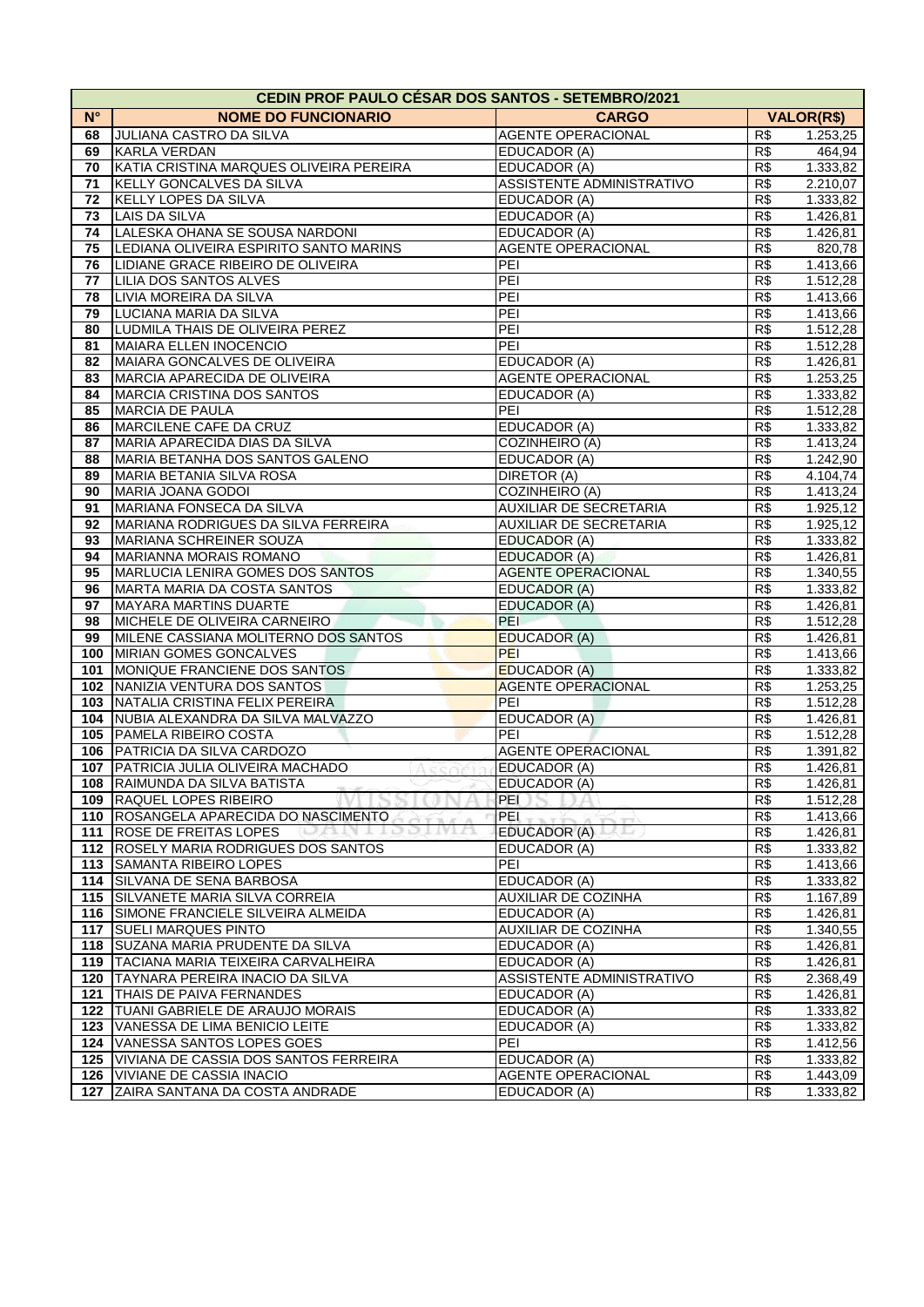| CEDIN PROF PAULO CÉSAR DOS SANTOS - SETEMBRO/2021 | | | | |
|---|---|---|---|---|
| N° | NOME DO FUNCIONARIO | CARGO | VALOR(R$) | |
| 68 | JULIANA CASTRO DA SILVA | AGENTE OPERACIONAL | R$ | 1.253,25 |
| 69 | KARLA VERDAN | EDUCADOR (A) | R$ | 464,94 |
| 70 | KATIA CRISTINA MARQUES OLIVEIRA PEREIRA | EDUCADOR (A) | R$ | 1.333,82 |
| 71 | KELLY GONCALVES DA SILVA | ASSISTENTE ADMINISTRATIVO | R$ | 2.210,07 |
| 72 | KELLY LOPES DA SILVA | EDUCADOR (A) | R$ | 1.333,82 |
| 73 | LAIS DA SILVA | EDUCADOR (A) | R$ | 1.426,81 |
| 74 | LALESKA OHANA SE SOUSA NARDONI | EDUCADOR (A) | R$ | 1.426,81 |
| 75 | LEDIANA OLIVEIRA ESPIRITO SANTO MARINS | AGENTE OPERACIONAL | R$ | 820,78 |
| 76 | LIDIANE GRACE RIBEIRO DE OLIVEIRA | PEI | R$ | 1.413,66 |
| 77 | LILIA DOS SANTOS ALVES | PEI | R$ | 1.512,28 |
| 78 | LIVIA MOREIRA DA SILVA | PEI | R$ | 1.413,66 |
| 79 | LUCIANA MARIA DA SILVA | PEI | R$ | 1.413,66 |
| 80 | LUDMILA THAIS DE OLIVEIRA PEREZ | PEI | R$ | 1.512,28 |
| 81 | MAIARA ELLEN INOCENCIO | PEI | R$ | 1.512,28 |
| 82 | MAIARA GONCALVES DE OLIVEIRA | EDUCADOR (A) | R$ | 1.426,81 |
| 83 | MARCIA APARECIDA DE OLIVEIRA | AGENTE OPERACIONAL | R$ | 1.253,25 |
| 84 | MARCIA CRISTINA DOS SANTOS | EDUCADOR (A) | R$ | 1.333,82 |
| 85 | MARCIA DE PAULA | PEI | R$ | 1.512,28 |
| 86 | MARCILENE CAFE DA CRUZ | EDUCADOR (A) | R$ | 1.333,82 |
| 87 | MARIA APARECIDA DIAS DA SILVA | COZINHEIRO (A) | R$ | 1.413,24 |
| 88 | MARIA BETANHA DOS SANTOS GALENO | EDUCADOR (A) | R$ | 1.242,90 |
| 89 | MARIA BETANIA SILVA ROSA | DIRETOR (A) | R$ | 4.104,74 |
| 90 | MARIA JOANA GODOI | COZINHEIRO (A) | R$ | 1.413,24 |
| 91 | MARIANA FONSECA DA SILVA | AUXILIAR DE SECRETARIA | R$ | 1.925,12 |
| 92 | MARIANA RODRIGUES DA SILVA FERREIRA | AUXILIAR DE SECRETARIA | R$ | 1.925,12 |
| 93 | MARIANA SCHREINER SOUZA | EDUCADOR (A) | R$ | 1.333,82 |
| 94 | MARIANNA MORAIS ROMANO | EDUCADOR (A) | R$ | 1.426,81 |
| 95 | MARLUCIA LENIRA GOMES DOS SANTOS | AGENTE OPERACIONAL | R$ | 1.340,55 |
| 96 | MARTA MARIA DA COSTA SANTOS | EDUCADOR (A) | R$ | 1.333,82 |
| 97 | MAYARA MARTINS DUARTE | EDUCADOR (A) | R$ | 1.426,81 |
| 98 | MICHELE DE OLIVEIRA CARNEIRO | PEI | R$ | 1.512,28 |
| 99 | MILENE CASSIANA MOLITERNO DOS SANTOS | EDUCADOR (A) | R$ | 1.426,81 |
| 100 | MIRIAN GOMES GONCALVES | PEI | R$ | 1.413,66 |
| 101 | MONIQUE FRANCIENE DOS SANTOS | EDUCADOR (A) | R$ | 1.333,82 |
| 102 | NANIZIA VENTURA DOS SANTOS | AGENTE OPERACIONAL | R$ | 1.253,25 |
| 103 | NATALIA CRISTINA FELIX PEREIRA | PEI | R$ | 1.512,28 |
| 104 | NUBIA ALEXANDRA DA SILVA MALVAZZO | EDUCADOR (A) | R$ | 1.426,81 |
| 105 | PAMELA RIBEIRO COSTA | PEI | R$ | 1.512,28 |
| 106 | PATRICIA DA SILVA CARDOZO | AGENTE OPERACIONAL | R$ | 1.391,82 |
| 107 | PATRICIA JULIA OLIVEIRA MACHADO | EDUCADOR (A) | R$ | 1.426,81 |
| 108 | RAIMUNDA DA SILVA BATISTA | EDUCADOR (A) | R$ | 1.426,81 |
| 109 | RAQUEL LOPES RIBEIRO | PEI | R$ | 1.512,28 |
| 110 | ROSANGELA APARECIDA DO NASCIMENTO | PEI | R$ | 1.413,66 |
| 111 | ROSE DE FREITAS LOPES | EDUCADOR (A) | R$ | 1.426,81 |
| 112 | ROSELY MARIA RODRIGUES DOS SANTOS | EDUCADOR (A) | R$ | 1.333,82 |
| 113 | SAMANTA RIBEIRO LOPES | PEI | R$ | 1.413,66 |
| 114 | SILVANA DE SENA BARBOSA | EDUCADOR (A) | R$ | 1.333,82 |
| 115 | SILVANETE MARIA SILVA CORREIA | AUXILIAR DE COZINHA | R$ | 1.167,89 |
| 116 | SIMONE FRANCIELE SILVEIRA ALMEIDA | EDUCADOR (A) | R$ | 1.426,81 |
| 117 | SUELI MARQUES PINTO | AUXILIAR DE COZINHA | R$ | 1.340,55 |
| 118 | SUZANA MARIA PRUDENTE DA SILVA | EDUCADOR (A) | R$ | 1.426,81 |
| 119 | TACIANA MARIA TEIXEIRA CARVALHEIRA | EDUCADOR (A) | R$ | 1.426,81 |
| 120 | TAYNARA PEREIRA INACIO DA SILVA | ASSISTENTE ADMINISTRATIVO | R$ | 2.368,49 |
| 121 | THAIS DE PAIVA FERNANDES | EDUCADOR (A) | R$ | 1.426,81 |
| 122 | TUANI GABRIELE DE ARAUJO MORAIS | EDUCADOR (A) | R$ | 1.333,82 |
| 123 | VANESSA DE LIMA BENICIO LEITE | EDUCADOR (A) | R$ | 1.333,82 |
| 124 | VANESSA SANTOS LOPES GOES | PEI | R$ | 1.412,56 |
| 125 | VIVIANA DE CASSIA DOS SANTOS FERREIRA | EDUCADOR (A) | R$ | 1.333,82 |
| 126 | VIVIANE DE CASSIA INACIO | AGENTE OPERACIONAL | R$ | 1.443,09 |
| 127 | ZAIRA SANTANA DA COSTA ANDRADE | EDUCADOR (A) | R$ | 1.333,82 |